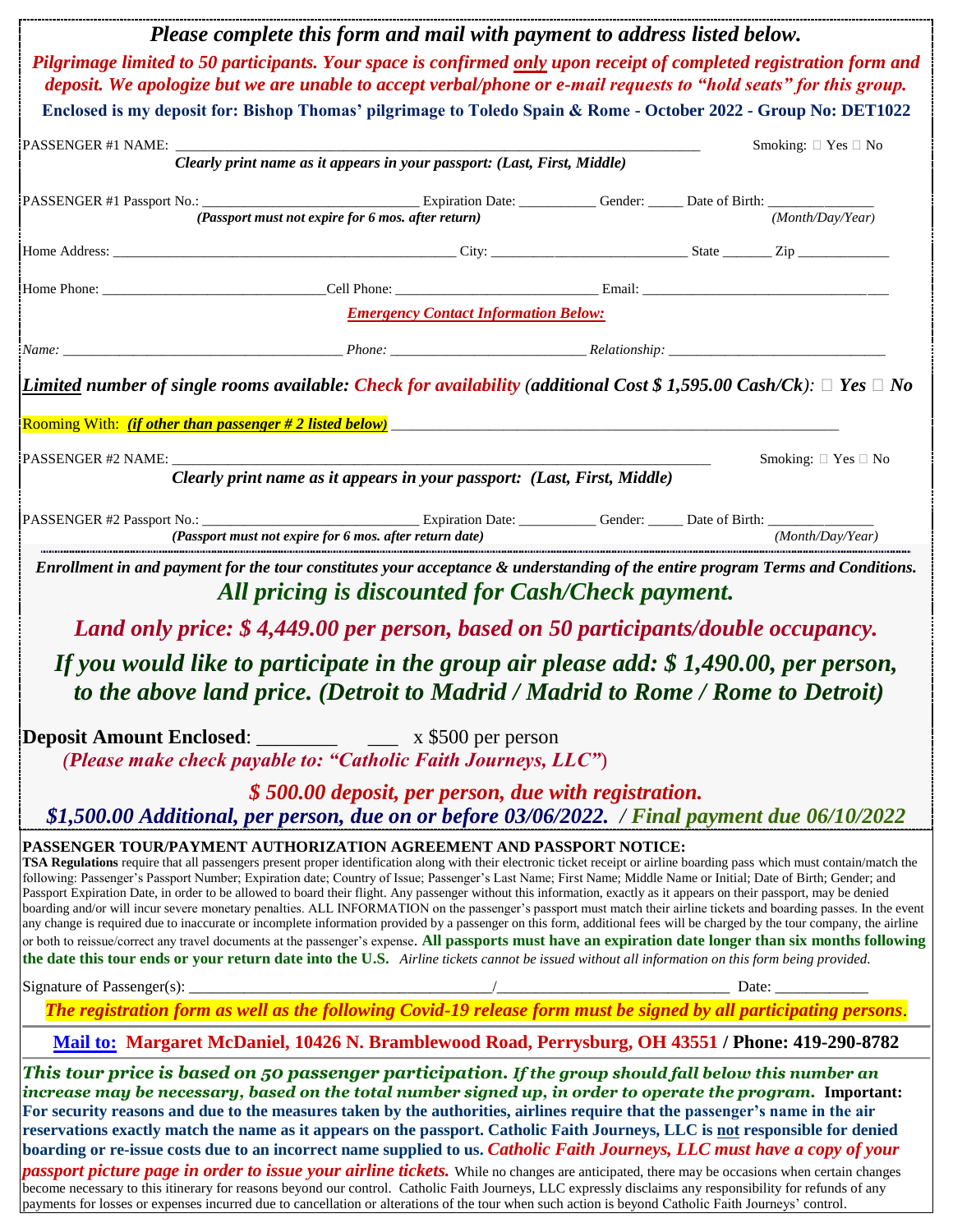***Please complete this form and mail with payment to address listed below.***

***Pilgrimage limited to 50 participants. Your space is confirmed only upon receipt of completed registration form and deposit. We apologize but we are unable to accept verbal/phone or e-mail requests to "hold seats" for this group.***

**Enclosed is my deposit for: Bishop Thomas' pilgrimage to Toledo Spain & Rome - October 2022 - Group No: DET1022**

PASSENGER #1 NAME: ____________________________________________________________ Smoking: ☐ Yes ☐ No

***Clearly print name as it appears in your passport: (Last, First, Middle)***

PASSENGER #1 Passport No.: ___________________ Expiration Date: _________ Gender: _____ Date of Birth: ____________

***(Passport must not expire for 6 mos. after return)*** *(Month/Day/Year)*

Home Address: ________________________________________ City: ______________________ State ______ Zip ___________

Home Phone: __________________________ Cell Phone: ______________________ Email: ____________________________

***Emergency Contact Information Below:***

*Name:* ________________________________ *Phone:* ______________________ *Relationship:* __________________________

***Limited number of single rooms available: Check for availability (additional Cost $ 1,595.00 Cash/Ck): ☐ Yes ☐ No***

Rooming With: ***(if other than passenger # 2 listed below)*** ______________________________________________________

PASSENGER #2 NAME: ____________________________________________________________ Smoking: ☐ Yes ☐ No

***Clearly print name as it appears in your passport: (Last, First, Middle)***

PASSENGER #2 Passport No.: ___________________ Expiration Date: _________ Gender: _____ Date of Birth: ____________

***(Passport must not expire for 6 mos. after return date)*** *(Month/Day/Year)*

***Enrollment in and payment for the tour constitutes your acceptance & understanding of the entire program Terms and Conditions.***

***All pricing is discounted for Cash/Check payment.***

***Land only price: $ 4,449.00 per person, based on 50 participants/double occupancy.***

***If you would like to participate in the group air please add: $ 1,490.00, per person, to the above land price. (Detroit to Madrid / Madrid to Rome / Rome to Detroit)***

**Deposit Amount Enclosed**: _______ ___ x $500 per person

***(Please make check payable to: "Catholic Faith Journeys, LLC")***

***$ 500.00 deposit, per person, due with registration.***

***$1,500.00 Additional, per person, due on or before 03/06/2022. / Final payment due 06/10/2022***

**PASSENGER TOUR/PAYMENT AUTHORIZATION AGREEMENT AND PASSPORT NOTICE:**

**TSA Regulations** require that all passengers present proper identification along with their electronic ticket receipt or airline boarding pass which must contain/match the following: Passenger's Passport Number; Expiration date; Country of Issue; Passenger's Last Name; First Name; Middle Name or Initial; Date of Birth; Gender; and Passport Expiration Date, in order to be allowed to board their flight. Any passenger without this information, exactly as it appears on their passport, may be denied boarding and/or will incur severe monetary penalties. ALL INFORMATION on the passenger's passport must match their airline tickets and boarding passes. In the event any change is required due to inaccurate or incomplete information provided by a passenger on this form, additional fees will be charged by the tour company, the airline or both to reissue/correct any travel documents at the passenger's expense. **All passports must have an expiration date longer than six months following the date this tour ends or your return date into the U.S.** *Airline tickets cannot be issued without all information on this form being provided.*

Signature of Passenger(s): ______________________________/___________________________ Date: __________

***The registration form as well as the following Covid-19 release form must be signed by all participating persons.***

**Mail to: Margaret McDaniel, 10426 N. Bramblewood Road, Perrysburg, OH 43551 / Phone: 419-290-8782**

***This tour price is based on 50 passenger participation. If the group should fall below this number an increase may be necessary, based on the total number signed up, in order to operate the program.*** **Important: For security reasons and due to the measures taken by the authorities, airlines require that the passenger's name in the air reservations exactly match the name as it appears on the passport. Catholic Faith Journeys, LLC is not responsible for denied boarding or re-issue costs due to an incorrect name supplied to us.** ***Catholic Faith Journeys, LLC must have a copy of your passport picture page in order to issue your airline tickets.*** While no changes are anticipated, there may be occasions when certain changes become necessary to this itinerary for reasons beyond our control. Catholic Faith Journeys, LLC expressly disclaims any responsibility for refunds of any payments for losses or expenses incurred due to cancellation or alterations of the tour when such action is beyond Catholic Faith Journeys' control.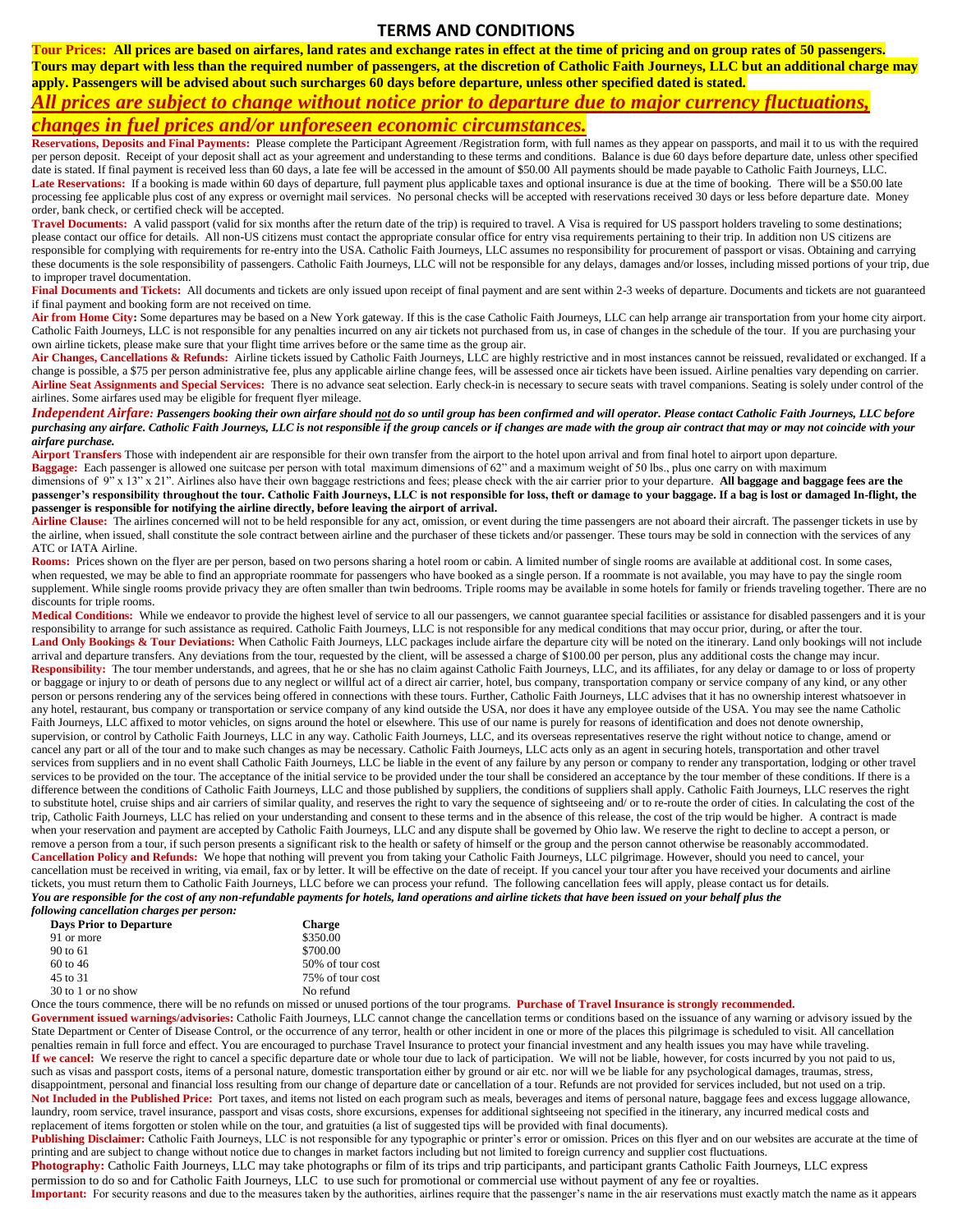# TERMS AND CONDITIONS

**Tour Prices: All prices are based on airfares, land rates and exchange rates in effect at the time of pricing and on group rates of 50 passengers. Tours may depart with less than the required number of passengers, at the discretion of Catholic Faith Journeys, LLC but an additional charge may apply. Passengers will be advised about such surcharges 60 days before departure, unless other specified dated is stated.**

***All prices are subject to change without notice prior to departure due to major currency fluctuations, changes in fuel prices and/or unforeseen economic circumstances.***

**Reservations, Deposits and Final Payments:** Please complete the Participant Agreement /Registration form, with full names as they appear on passports, and mail it to us with the required per person deposit. Receipt of your deposit shall act as your agreement and understanding to these terms and conditions. Balance is due 60 days before departure date, unless other specified date is stated. If final payment is received less than 60 days, a late fee will be accessed in the amount of $50.00 All payments should be made payable to Catholic Faith Journeys, LLC.

**Late Reservations:** If a booking is made within 60 days of departure, full payment plus applicable taxes and optional insurance is due at the time of booking. There will be a $50.00 late processing fee applicable plus cost of any express or overnight mail services. No personal checks will be accepted with reservations received 30 days or less before departure date. Money order, bank check, or certified check will be accepted.

**Travel Documents:** A valid passport (valid for six months after the return date of the trip) is required to travel. A Visa is required for US passport holders traveling to some destinations; please contact our office for details. All non-US citizens must contact the appropriate consular office for entry visa requirements pertaining to their trip. In addition non US citizens are responsible for complying with requirements for re-entry into the USA. Catholic Faith Journeys, LLC assumes no responsibility for procurement of passport or visas. Obtaining and carrying these documents is the sole responsibility of passengers. Catholic Faith Journeys, LLC will not be responsible for any delays, damages and/or losses, including missed portions of your trip, due to improper travel documentation.

**Final Documents and Tickets:** All documents and tickets are only issued upon receipt of final payment and are sent within 2-3 weeks of departure. Documents and tickets are not guaranteed if final payment and booking form are not received on time.

**Air from Home City:** Some departures may be based on a New York gateway. If this is the case Catholic Faith Journeys, LLC can help arrange air transportation from your home city airport. Catholic Faith Journeys, LLC is not responsible for any penalties incurred on any air tickets not purchased from us, in case of changes in the schedule of the tour. If you are purchasing your own airline tickets, please make sure that your flight time arrives before or the same time as the group air.

**Air Changes, Cancellations & Refunds:** Airline tickets issued by Catholic Faith Journeys, LLC are highly restrictive and in most instances cannot be reissued, revalidated or exchanged. If a change is possible, a $75 per person administrative fee, plus any applicable airline change fees, will be assessed once air tickets have been issued. Airline penalties vary depending on carrier.

**Airline Seat Assignments and Special Services:** There is no advance seat selection. Early check-in is necessary to secure seats with travel companions. Seating is solely under control of the airlines. Some airfares used may be eligible for frequent flyer mileage.

***Independent Airfare:*** ***Passengers booking their own airfare should not do so until group has been confirmed and will operator. Please contact Catholic Faith Journeys, LLC before purchasing any airfare. Catholic Faith Journeys, LLC is not responsible if the group cancels or if changes are made with the group air contract that may or may not coincide with your airfare purchase.***

**Airport Transfers** Those with independent air are responsible for their own transfer from the airport to the hotel upon arrival and from final hotel to airport upon departure.

**Baggage:** Each passenger is allowed one suitcase per person with total maximum dimensions of 62" and a maximum weight of 50 lbs., plus one carry on with maximum dimensions of 9" x 13" x 21". Airlines also have their own baggage restrictions and fees; please check with the air carrier prior to your departure. **All baggage and baggage fees are the passenger's responsibility throughout the tour. Catholic Faith Journeys, LLC is not responsible for loss, theft or damage to your baggage. If a bag is lost or damaged In-flight, the passenger is responsible for notifying the airline directly, before leaving the airport of arrival.**

**Airline Clause:** The airlines concerned will not to be held responsible for any act, omission, or event during the time passengers are not aboard their aircraft. The passenger tickets in use by the airline, when issued, shall constitute the sole contract between airline and the purchaser of these tickets and/or passenger. These tours may be sold in connection with the services of any ATC or IATA Airline.

**Rooms:** Prices shown on the flyer are per person, based on two persons sharing a hotel room or cabin. A limited number of single rooms are available at additional cost. In some cases, when requested, we may be able to find an appropriate roommate for passengers who have booked as a single person. If a roommate is not available, you may have to pay the single room supplement. While single rooms provide privacy they are often smaller than twin bedrooms. Triple rooms may be available in some hotels for family or friends traveling together. There are no discounts for triple rooms.

**Medical Conditions:** While we endeavor to provide the highest level of service to all our passengers, we cannot guarantee special facilities or assistance for disabled passengers and it is your responsibility to arrange for such assistance as required. Catholic Faith Journeys, LLC is not responsible for any medical conditions that may occur prior, during, or after the tour.

**Land Only Bookings & Tour Deviations:** When Catholic Faith Journeys, LLC packages include airfare the departure city will be noted on the itinerary. Land only bookings will not include arrival and departure transfers. Any deviations from the tour, requested by the client, will be assessed a charge of $100.00 per person, plus any additional costs the change may incur.

**Responsibility:** The tour member understands, and agrees, that he or she has no claim against Catholic Faith Journeys, LLC, and its affiliates, for any delay or damage to or loss of property or baggage or injury to or death of persons due to any neglect or willful act of a direct air carrier, hotel, bus company, transportation company or service company of any kind, or any other person or persons rendering any of the services being offered in connections with these tours. Further, Catholic Faith Journeys, LLC advises that it has no ownership interest whatsoever in any hotel, restaurant, bus company or transportation or service company of any kind outside the USA, nor does it have any employee outside of the USA. You may see the name Catholic Faith Journeys, LLC affixed to motor vehicles, on signs around the hotel or elsewhere. This use of our name is purely for reasons of identification and does not denote ownership, supervision, or control by Catholic Faith Journeys, LLC in any way. Catholic Faith Journeys, LLC, and its overseas representatives reserve the right without notice to change, amend or cancel any part or all of the tour and to make such changes as may be necessary. Catholic Faith Journeys, LLC acts only as an agent in securing hotels, transportation and other travel services from suppliers and in no event shall Catholic Faith Journeys, LLC be liable in the event of any failure by any person or company to render any transportation, lodging or other travel services to be provided on the tour. The acceptance of the initial service to be provided under the tour shall be considered an acceptance by the tour member of these conditions. If there is a difference between the conditions of Catholic Faith Journeys, LLC and those published by suppliers, the conditions of suppliers shall apply. Catholic Faith Journeys, LLC reserves the right to substitute hotel, cruise ships and air carriers of similar quality, and reserves the right to vary the sequence of sightseeing and/ or to re-route the order of cities. In calculating the cost of the trip, Catholic Faith Journeys, LLC has relied on your understanding and consent to these terms and in the absence of this release, the cost of the trip would be higher. A contract is made when your reservation and payment are accepted by Catholic Faith Journeys, LLC and any dispute shall be governed by Ohio law. We reserve the right to decline to accept a person, or remove a person from a tour, if such person presents a significant risk to the health or safety of himself or the group and the person cannot otherwise be reasonably accommodated.

**Cancellation Policy and Refunds:** We hope that nothing will prevent you from taking your Catholic Faith Journeys, LLC pilgrimage. However, should you need to cancel, your cancellation must be received in writing, via email, fax or by letter. It will be effective on the date of receipt. If you cancel your tour after you have received your documents and airline tickets, you must return them to Catholic Faith Journeys, LLC before we can process your refund. The following cancellation fees will apply, please contact us for details.

***You are responsible for the cost of any non-refundable payments for hotels, land operations and airline tickets that have been issued on your behalf plus the following cancellation charges per person:***

| Days Prior to Departure | Charge |
|---|---|
| 91 or more | $350.00 |
| 90 to 61 | $700.00 |
| 60 to 46 | 50% of tour cost |
| 45 to 31 | 75% of tour cost |
| 30 to 1 or no show | No refund |

Once the tours commence, there will be no refunds on missed or unused portions of the tour programs. **Purchase of Travel Insurance is strongly recommended.**

**Government issued warnings/advisories:** Catholic Faith Journeys, LLC cannot change the cancellation terms or conditions based on the issuance of any warning or advisory issued by the State Department or Center of Disease Control, or the occurrence of any terror, health or other incident in one or more of the places this pilgrimage is scheduled to visit. All cancellation penalties remain in full force and effect. You are encouraged to purchase Travel Insurance to protect your financial investment and any health issues you may have while traveling.

**If we cancel:** We reserve the right to cancel a specific departure date or whole tour due to lack of participation. We will not be liable, however, for costs incurred by you not paid to us, such as visas and passport costs, items of a personal nature, domestic transportation either by ground or air etc. nor will we be liable for any psychological damages, traumas, stress, disappointment, personal and financial loss resulting from our change of departure date or cancellation of a tour. Refunds are not provided for services included, but not used on a trip.

**Not Included in the Published Price:** Port taxes, and items not listed on each program such as meals, beverages and items of personal nature, baggage fees and excess luggage allowance, laundry, room service, travel insurance, passport and visas costs, shore excursions, expenses for additional sightseeing not specified in the itinerary, any incurred medical costs and replacement of items forgotten or stolen while on the tour, and gratuities (a list of suggested tips will be provided with final documents).

**Publishing Disclaimer:** Catholic Faith Journeys, LLC is not responsible for any typographic or printer's error or omission. Prices on this flyer and on our websites are accurate at the time of printing and are subject to change without notice due to changes in market factors including but not limited to foreign currency and supplier cost fluctuations.

**Photography:** Catholic Faith Journeys, LLC may take photographs or film of its trips and trip participants, and participant grants Catholic Faith Journeys, LLC express permission to do so and for Catholic Faith Journeys, LLC to use such for promotional or commercial use without payment of any fee or royalties.

**Important:** For security reasons and due to the measures taken by the authorities, airlines require that the passenger's name in the air reservations must exactly match the name as it appears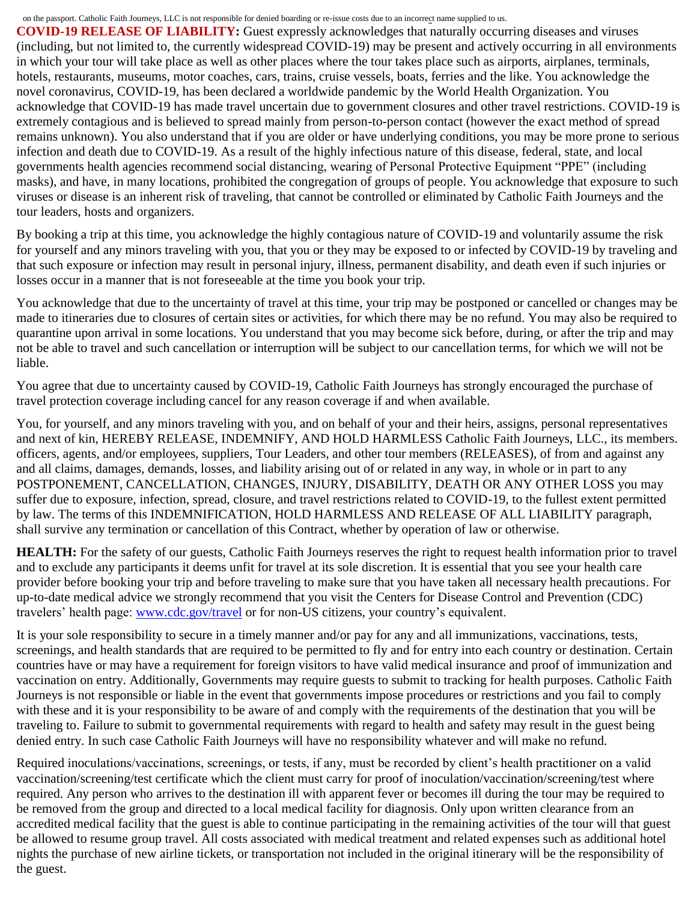on the passport. Catholic Faith Journeys, LLC is not responsible for denied boarding or re-issue costs due to an incorrect name supplied to us.

**COVID-19 RELEASE OF LIABILITY:** Guest expressly acknowledges that naturally occurring diseases and viruses (including, but not limited to, the currently widespread COVID-19) may be present and actively occurring in all environments in which your tour will take place as well as other places where the tour takes place such as airports, airplanes, terminals, hotels, restaurants, museums, motor coaches, cars, trains, cruise vessels, boats, ferries and the like. You acknowledge the novel coronavirus, COVID-19, has been declared a worldwide pandemic by the World Health Organization. You acknowledge that COVID-19 has made travel uncertain due to government closures and other travel restrictions. COVID-19 is extremely contagious and is believed to spread mainly from person-to-person contact (however the exact method of spread remains unknown). You also understand that if you are older or have underlying conditions, you may be more prone to serious infection and death due to COVID-19. As a result of the highly infectious nature of this disease, federal, state, and local governments health agencies recommend social distancing, wearing of Personal Protective Equipment "PPE" (including masks), and have, in many locations, prohibited the congregation of groups of people. You acknowledge that exposure to such viruses or disease is an inherent risk of traveling, that cannot be controlled or eliminated by Catholic Faith Journeys and the tour leaders, hosts and organizers.

By booking a trip at this time, you acknowledge the highly contagious nature of COVID-19 and voluntarily assume the risk for yourself and any minors traveling with you, that you or they may be exposed to or infected by COVID-19 by traveling and that such exposure or infection may result in personal injury, illness, permanent disability, and death even if such injuries or losses occur in a manner that is not foreseeable at the time you book your trip.

You acknowledge that due to the uncertainty of travel at this time, your trip may be postponed or cancelled or changes may be made to itineraries due to closures of certain sites or activities, for which there may be no refund. You may also be required to quarantine upon arrival in some locations. You understand that you may become sick before, during, or after the trip and may not be able to travel and such cancellation or interruption will be subject to our cancellation terms, for which we will not be liable.

You agree that due to uncertainty caused by COVID-19, Catholic Faith Journeys has strongly encouraged the purchase of travel protection coverage including cancel for any reason coverage if and when available.

You, for yourself, and any minors traveling with you, and on behalf of your and their heirs, assigns, personal representatives and next of kin, HEREBY RELEASE, INDEMNIFY, AND HOLD HARMLESS Catholic Faith Journeys, LLC., its members. officers, agents, and/or employees, suppliers, Tour Leaders, and other tour members (RELEASES), of from and against any and all claims, damages, demands, losses, and liability arising out of or related in any way, in whole or in part to any POSTPONEMENT, CANCELLATION, CHANGES, INJURY, DISABILITY, DEATH OR ANY OTHER LOSS you may suffer due to exposure, infection, spread, closure, and travel restrictions related to COVID-19, to the fullest extent permitted by law. The terms of this INDEMNIFICATION, HOLD HARMLESS AND RELEASE OF ALL LIABILITY paragraph, shall survive any termination or cancellation of this Contract, whether by operation of law or otherwise.

**HEALTH:** For the safety of our guests, Catholic Faith Journeys reserves the right to request health information prior to travel and to exclude any participants it deems unfit for travel at its sole discretion. It is essential that you see your health care provider before booking your trip and before traveling to make sure that you have taken all necessary health precautions. For up-to-date medical advice we strongly recommend that you visit the Centers for Disease Control and Prevention (CDC) travelers' health page: www.cdc.gov/travel or for non-US citizens, your country's equivalent.

It is your sole responsibility to secure in a timely manner and/or pay for any and all immunizations, vaccinations, tests, screenings, and health standards that are required to be permitted to fly and for entry into each country or destination. Certain countries have or may have a requirement for foreign visitors to have valid medical insurance and proof of immunization and vaccination on entry. Additionally, Governments may require guests to submit to tracking for health purposes. Catholic Faith Journeys is not responsible or liable in the event that governments impose procedures or restrictions and you fail to comply with these and it is your responsibility to be aware of and comply with the requirements of the destination that you will be traveling to. Failure to submit to governmental requirements with regard to health and safety may result in the guest being denied entry. In such case Catholic Faith Journeys will have no responsibility whatever and will make no refund.

Required inoculations/vaccinations, screenings, or tests, if any, must be recorded by client's health practitioner on a valid vaccination/screening/test certificate which the client must carry for proof of inoculation/vaccination/screening/test where required. Any person who arrives to the destination ill with apparent fever or becomes ill during the tour may be required to be removed from the group and directed to a local medical facility for diagnosis. Only upon written clearance from an accredited medical facility that the guest is able to continue participating in the remaining activities of the tour will that guest be allowed to resume group travel. All costs associated with medical treatment and related expenses such as additional hotel nights the purchase of new airline tickets, or transportation not included in the original itinerary will be the responsibility of the guest.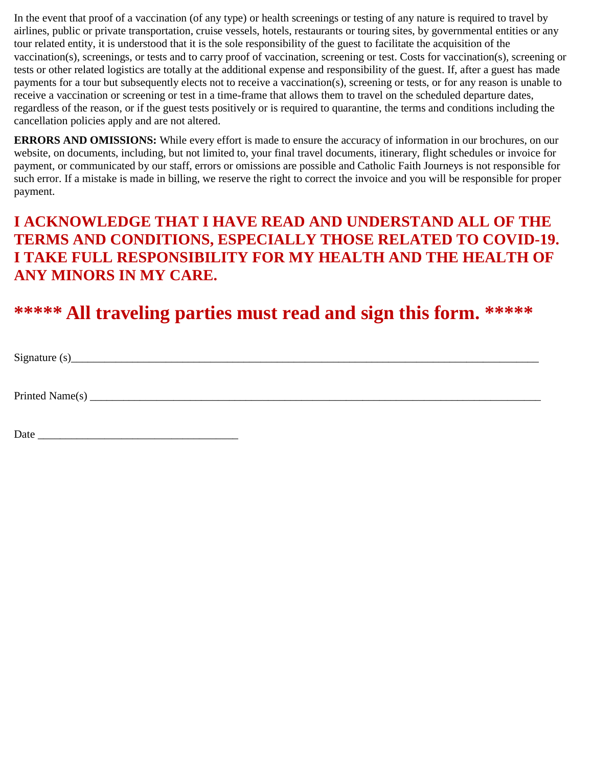In the event that proof of a vaccination (of any type) or health screenings or testing of any nature is required to travel by airlines, public or private transportation, cruise vessels, hotels, restaurants or touring sites, by governmental entities or any tour related entity, it is understood that it is the sole responsibility of the guest to facilitate the acquisition of the vaccination(s), screenings, or tests and to carry proof of vaccination, screening or test. Costs for vaccination(s), screening or tests or other related logistics are totally at the additional expense and responsibility of the guest. If, after a guest has made payments for a tour but subsequently elects not to receive a vaccination(s), screening or tests, or for any reason is unable to receive a vaccination or screening or test in a time-frame that allows them to travel on the scheduled departure dates, regardless of the reason, or if the guest tests positively or is required to quarantine, the terms and conditions including the cancellation policies apply and are not altered.

**ERRORS AND OMISSIONS:** While every effort is made to ensure the accuracy of information in our brochures, on our website, on documents, including, but not limited to, your final travel documents, itinerary, flight schedules or invoice for payment, or communicated by our staff, errors or omissions are possible and Catholic Faith Journeys is not responsible for such error. If a mistake is made in billing, we reserve the right to correct the invoice and you will be responsible for proper payment.

**I ACKNOWLEDGE THAT I HAVE READ AND UNDERSTAND ALL OF THE TERMS AND CONDITIONS, ESPECIALLY THOSE RELATED TO COVID-19. I TAKE FULL RESPONSIBILITY FOR MY HEALTH AND THE HEALTH OF ANY MINORS IN MY CARE.**

## ***** All traveling parties must read and sign this form. *****

Signature (s)\_\_\_\_\_\_\_\_\_\_\_\_\_\_\_\_\_\_\_\_\_\_\_\_\_\_\_\_\_\_\_\_\_\_\_\_\_\_\_\_\_\_\_\_\_\_\_\_\_\_\_\_\_\_\_\_\_\_\_\_\_\_\_\_\_\_\_\_\_\_\_\_\_\_\_\_

Printed Name(s) \_\_\_\_\_\_\_\_\_\_\_\_\_\_\_\_\_\_\_\_\_\_\_\_\_\_\_\_\_\_\_\_\_\_\_\_\_\_\_\_\_\_\_\_\_\_\_\_\_\_\_\_\_\_\_\_\_\_\_\_\_\_\_\_\_\_\_\_\_\_\_\_\_

Date \_\_\_\_\_\_\_\_\_\_\_\_\_\_\_\_\_\_\_\_\_\_\_\_\_\_\_\_\_\_\_\_\_\_